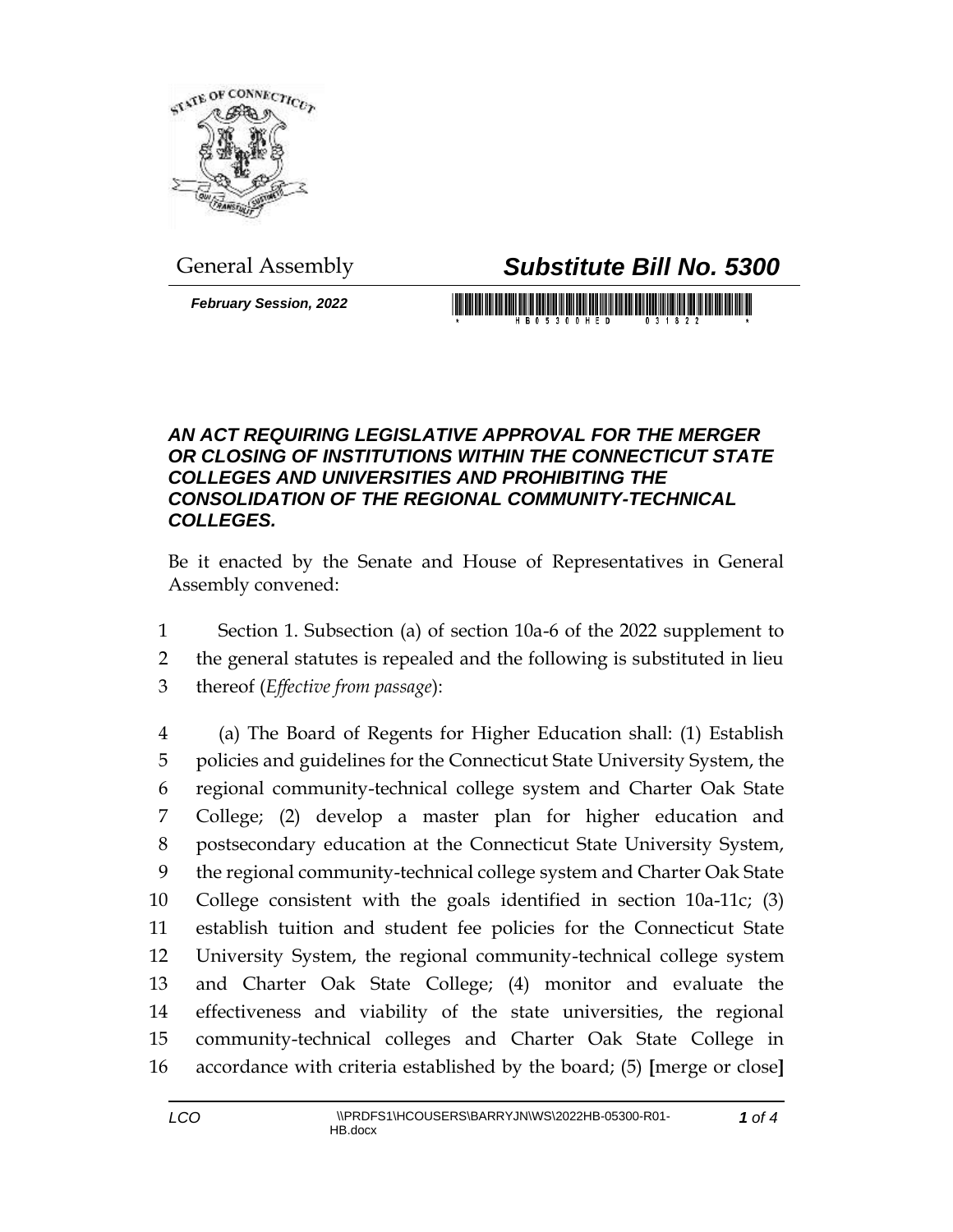General Assembly

# *Substitute Bill No. 5300*

***February Session, 2022***

***AN ACT REQUIRING LEGISLATIVE APPROVAL FOR THE MERGER OR CLOSING OF INSTITUTIONS WITHIN THE CONNECTICUT STATE COLLEGES AND UNIVERSITIES AND PROHIBITING THE CONSOLIDATION OF THE REGIONAL COMMUNITY-TECHNICAL COLLEGES.***

Be it enacted by the Senate and House of Representatives in General Assembly convened:

1 Section 1. Subsection (a) of section 10a-6 of the 2022 supplement to
2 the general statutes is repealed and the following is substituted in lieu
3 thereof (*Effective from passage*):

4 (a) The Board of Regents for Higher Education shall: (1) Establish
5 policies and guidelines for the Connecticut State University System, the
6 regional community-technical college system and Charter Oak State
7 College; (2) develop a master plan for higher education and
8 postsecondary education at the Connecticut State University System,
9 the regional community-technical college system and Charter Oak State
10 College consistent with the goals identified in section 10a-11c; (3)
11 establish tuition and student fee policies for the Connecticut State
12 University System, the regional community-technical college system
13 and Charter Oak State College; (4) monitor and evaluate the
14 effectiveness and viability of the state universities, the regional
15 community-technical colleges and Charter Oak State College in
16 accordance with criteria established by the board; (5) **[**merge or close**]**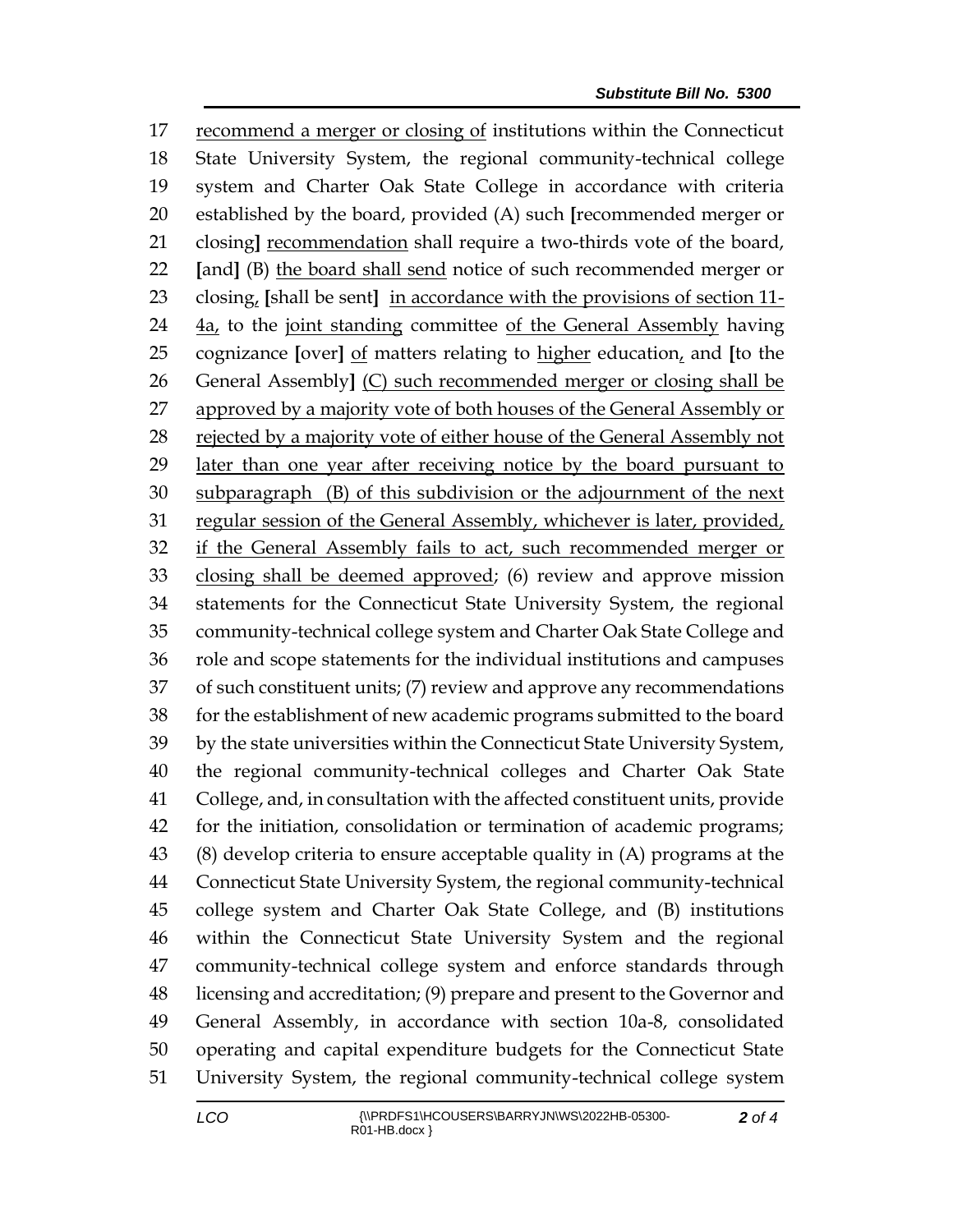recommend a merger or closing of institutions within the Connecticut State University System, the regional community-technical college system and Charter Oak State College in accordance with criteria established by the board, provided (A) such [recommended merger or closing] recommendation shall require a two-thirds vote of the board, [and] (B) the board shall send notice of such recommended merger or closing, [shall be sent] in accordance with the provisions of section 11-4a, to the joint standing committee of the General Assembly having cognizance [over] of matters relating to higher education, and [to the General Assembly] (C) such recommended merger or closing shall be approved by a majority vote of both houses of the General Assembly or rejected by a majority vote of either house of the General Assembly not later than one year after receiving notice by the board pursuant to subparagraph (B) of this subdivision or the adjournment of the next regular session of the General Assembly, whichever is later, provided, if the General Assembly fails to act, such recommended merger or closing shall be deemed approved; (6) review and approve mission statements for the Connecticut State University System, the regional community-technical college system and Charter Oak State College and role and scope statements for the individual institutions and campuses of such constituent units; (7) review and approve any recommendations for the establishment of new academic programs submitted to the board by the state universities within the Connecticut State University System, the regional community-technical colleges and Charter Oak State College, and, in consultation with the affected constituent units, provide for the initiation, consolidation or termination of academic programs; (8) develop criteria to ensure acceptable quality in (A) programs at the Connecticut State University System, the regional community-technical college system and Charter Oak State College, and (B) institutions within the Connecticut State University System and the regional community-technical college system and enforce standards through licensing and accreditation; (9) prepare and present to the Governor and General Assembly, in accordance with section 10a-8, consolidated operating and capital expenditure budgets for the Connecticut State University System, the regional community-technical college system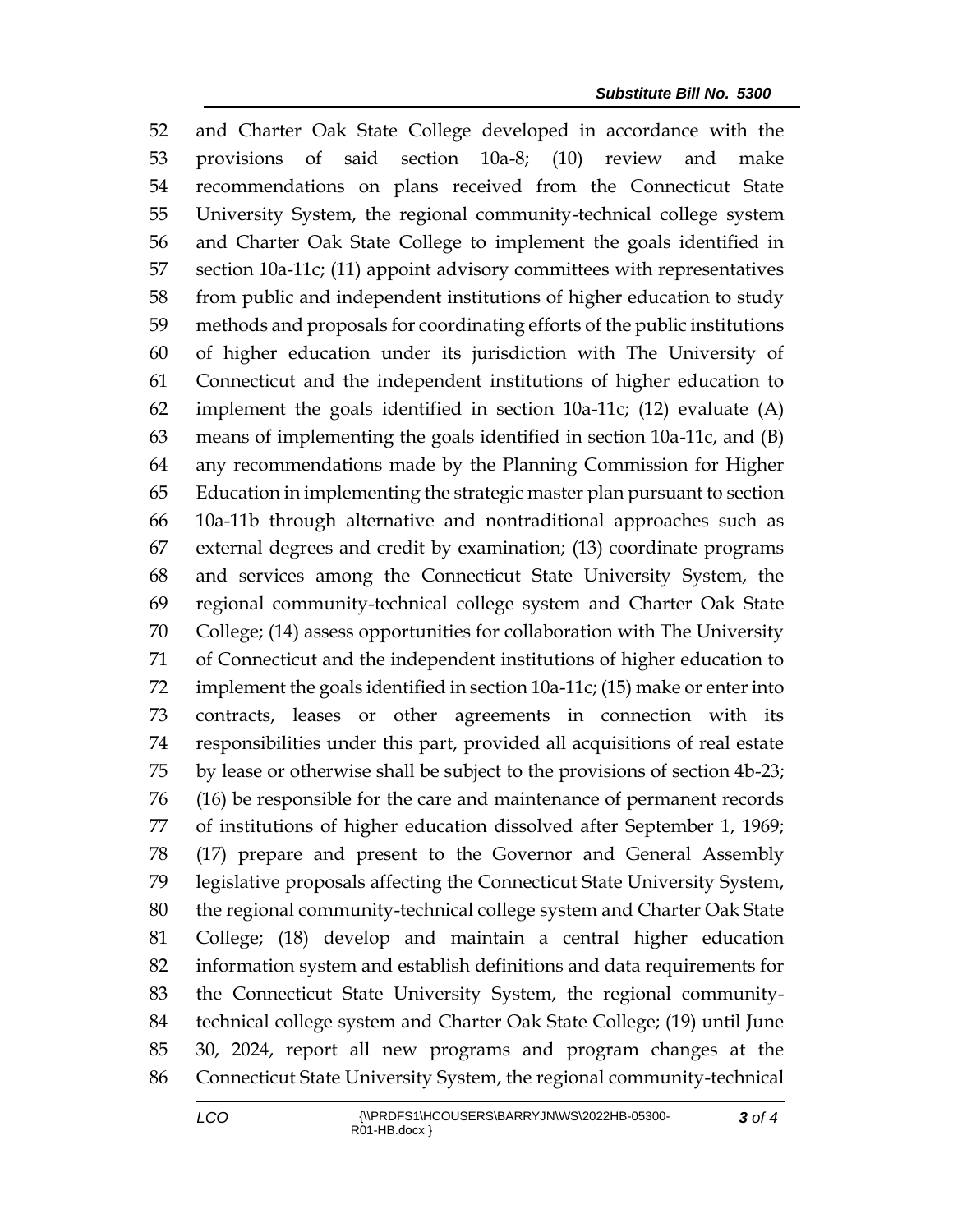and Charter Oak State College developed in accordance with the provisions of said section 10a-8; (10) review and make recommendations on plans received from the Connecticut State University System, the regional community-technical college system and Charter Oak State College to implement the goals identified in section 10a-11c; (11) appoint advisory committees with representatives from public and independent institutions of higher education to study methods and proposals for coordinating efforts of the public institutions of higher education under its jurisdiction with The University of Connecticut and the independent institutions of higher education to implement the goals identified in section 10a-11c; (12) evaluate (A) means of implementing the goals identified in section 10a-11c, and (B) any recommendations made by the Planning Commission for Higher Education in implementing the strategic master plan pursuant to section 10a-11b through alternative and nontraditional approaches such as external degrees and credit by examination; (13) coordinate programs and services among the Connecticut State University System, the regional community-technical college system and Charter Oak State College; (14) assess opportunities for collaboration with The University of Connecticut and the independent institutions of higher education to implement the goals identified in section 10a-11c; (15) make or enter into contracts, leases or other agreements in connection with its responsibilities under this part, provided all acquisitions of real estate by lease or otherwise shall be subject to the provisions of section 4b-23; (16) be responsible for the care and maintenance of permanent records of institutions of higher education dissolved after September 1, 1969; (17) prepare and present to the Governor and General Assembly legislative proposals affecting the Connecticut State University System, the regional community-technical college system and Charter Oak State College; (18) develop and maintain a central higher education information system and establish definitions and data requirements for the Connecticut State University System, the regional community-technical college system and Charter Oak State College; (19) until June 30, 2024, report all new programs and program changes at the Connecticut State University System, the regional community-technical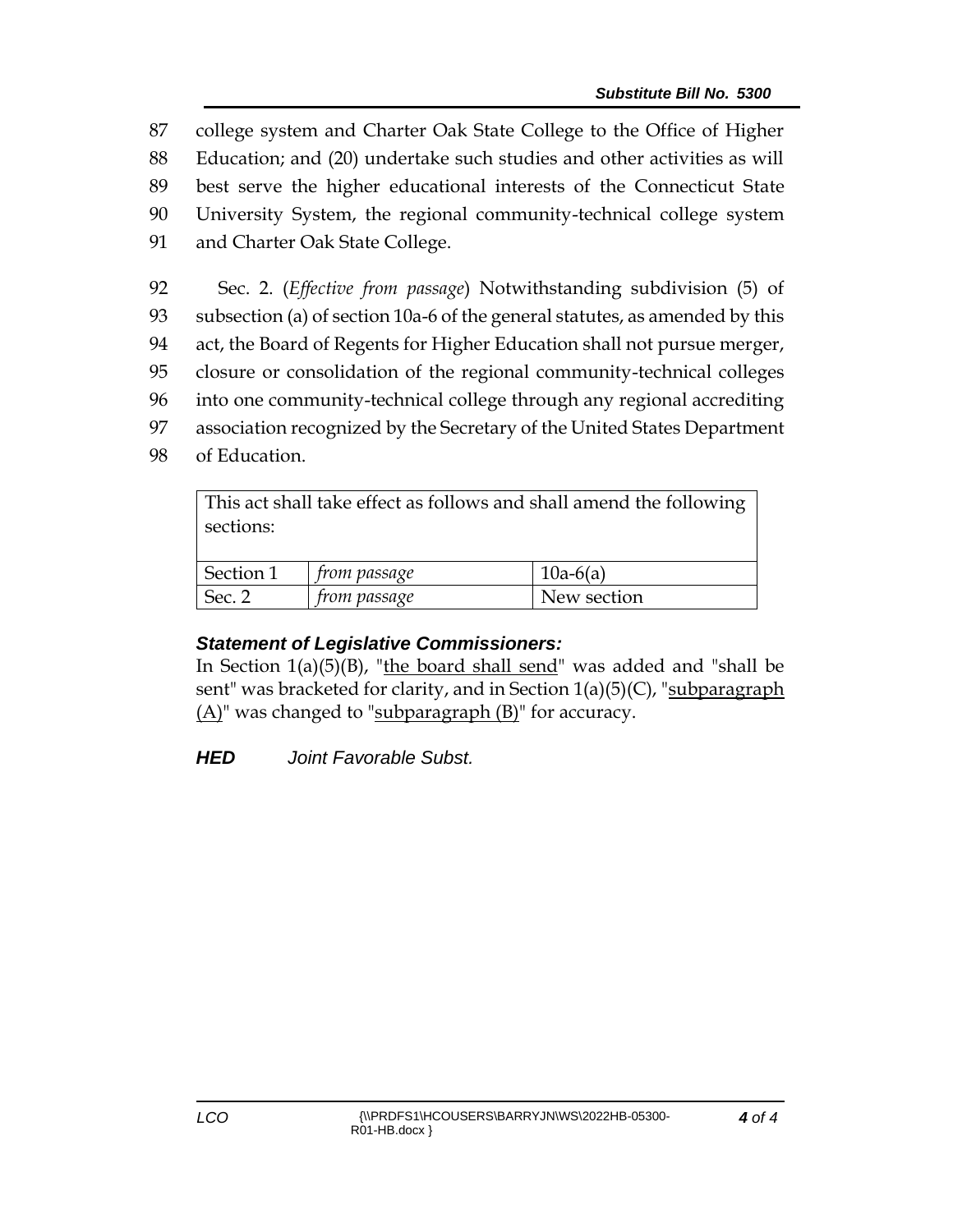87 college system and Charter Oak State College to the Office of Higher
88 Education; and (20) undertake such studies and other activities as will
89 best serve the higher educational interests of the Connecticut State
90 University System, the regional community-technical college system
91 and Charter Oak State College.

92 Sec. 2. (*Effective from passage*) Notwithstanding subdivision (5) of
93 subsection (a) of section 10a-6 of the general statutes, as amended by this
94 act, the Board of Regents for Higher Education shall not pursue merger,
95 closure or consolidation of the regional community-technical colleges
96 into one community-technical college through any regional accrediting
97 association recognized by the Secretary of the United States Department
98 of Education.

| This act shall take effect as follows and shall amend the following sections: | | |
|---|---|---|
| Section 1 | *from passage* | 10a-6(a) |
| Sec. 2 | *from passage* | New section |

***Statement of Legislative Commissioners:***

In Section 1(a)(5)(B), "<u>the board shall send</u>" was added and "shall be sent" was bracketed for clarity, and in Section 1(a)(5)(C), "<u>subparagraph (A)</u>" was changed to "<u>subparagraph (B)</u>" for accuracy.

***HED*** *Joint Favorable Subst.*